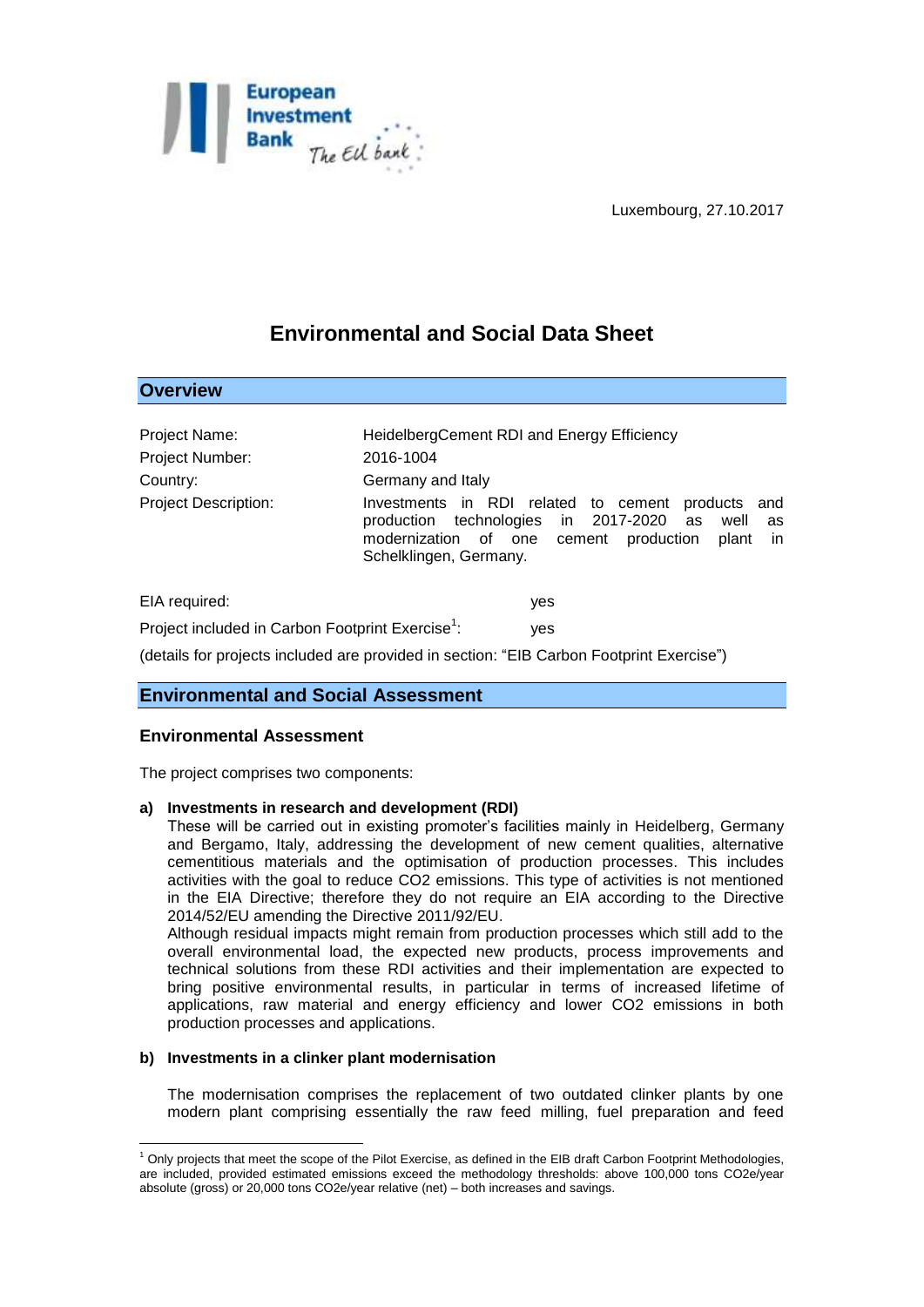Luxembourg, 27.10.2017

# Environmental and Social Data Sheet

## Overview

| | |
|---|---|
| Project Name: | HeidelbergCement RDI and Energy Efficiency |
| Project Number: | 2016-1004 |
| Country: | Germany and Italy |
| Project Description: | Investments in RDI related to cement products and production technologies in 2017-2020 as well as modernization of one cement production plant in Schelklingen, Germany. |

EIA required: yes

Project included in Carbon Footprint Exercise[1]: yes

(details for projects included are provided in section: "EIB Carbon Footprint Exercise")

## Environmental and Social Assessment

### Environmental Assessment

The project comprises two components:

**a) Investments in research and development (RDI)**

These will be carried out in existing promoter's facilities mainly in Heidelberg, Germany and Bergamo, Italy, addressing the development of new cement qualities, alternative cementitious materials and the optimisation of production processes. This includes activities with the goal to reduce CO2 emissions. This type of activities is not mentioned in the EIA Directive; therefore they do not require an EIA according to the Directive 2014/52/EU amending the Directive 2011/92/EU.

Although residual impacts might remain from production processes which still add to the overall environmental load, the expected new products, process improvements and technical solutions from these RDI activities and their implementation are expected to bring positive environmental results, in particular in terms of increased lifetime of applications, raw material and energy efficiency and lower CO2 emissions in both production processes and applications.

**b) Investments in a clinker plant modernisation**

The modernisation comprises the replacement of two outdated clinker plants by one modern plant comprising essentially the raw feed milling, fuel preparation and feed

[1] Only projects that meet the scope of the Pilot Exercise, as defined in the EIB draft Carbon Footprint Methodologies, are included, provided estimated emissions exceed the methodology thresholds: above 100,000 tons CO2e/year absolute (gross) or 20,000 tons CO2e/year relative (net) – both increases and savings.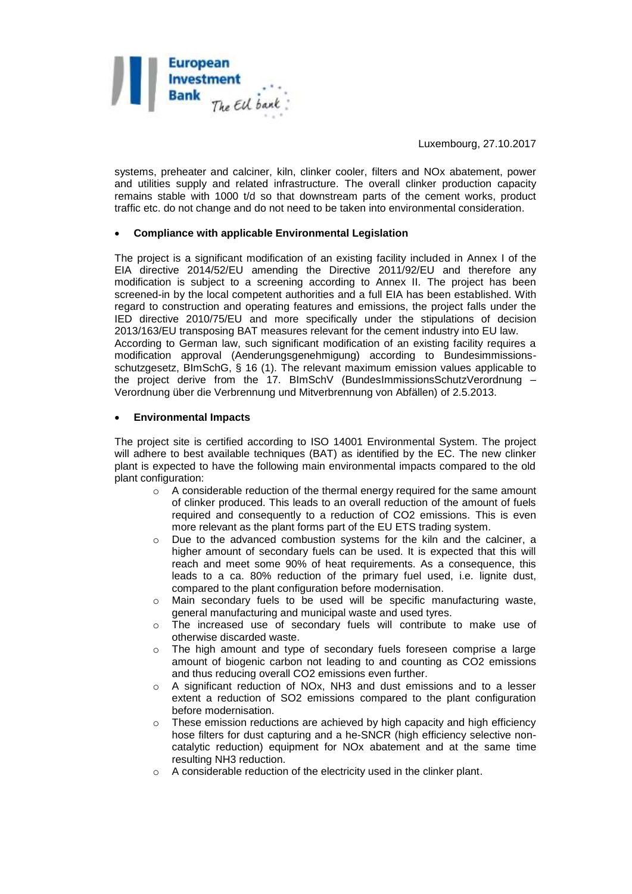systems, preheater and calciner, kiln, clinker cooler, filters and NOx abatement, power and utilities supply and related infrastructure. The overall clinker production capacity remains stable with 1000 t/d so that downstream parts of the cement works, product traffic etc. do not change and do not need to be taken into environmental consideration.

- **Compliance with applicable Environmental Legislation**

The project is a significant modification of an existing facility included in Annex I of the EIA directive 2014/52/EU amending the Directive 2011/92/EU and therefore any modification is subject to a screening according to Annex II. The project has been screened-in by the local competent authorities and a full EIA has been established. With regard to construction and operating features and emissions, the project falls under the IED directive 2010/75/EU and more specifically under the stipulations of decision 2013/163/EU transposing BAT measures relevant for the cement industry into EU law.
According to German law, such significant modification of an existing facility requires a modification approval (Aenderungsgenehmigung) according to Bundesimmissionsschutzgesetz, BImSchG, § 16 (1). The relevant maximum emission values applicable to the project derive from the 17. BImSchV (BundesImmissionsSchutzVerordnung – Verordnung über die Verbrennung und Mitverbrennung von Abfällen) of 2.5.2013.

- **Environmental Impacts**

The project site is certified according to ISO 14001 Environmental System. The project will adhere to best available techniques (BAT) as identified by the EC. The new clinker plant is expected to have the following main environmental impacts compared to the old plant configuration:

  - A considerable reduction of the thermal energy required for the same amount of clinker produced. This leads to an overall reduction of the amount of fuels required and consequently to a reduction of $CO_2$ emissions. This is even more relevant as the plant forms part of the EU ETS trading system.
  - Due to the advanced combustion systems for the kiln and the calciner, a higher amount of secondary fuels can be used. It is expected that this will reach and meet some 90% of heat requirements. As a consequence, this leads to a ca. 80% reduction of the primary fuel used, i.e. lignite dust, compared to the plant configuration before modernisation.
  - Main secondary fuels to be used will be specific manufacturing waste, general manufacturing and municipal waste and used tyres.
  - The increased use of secondary fuels will contribute to make use of otherwise discarded waste.
  - The high amount and type of secondary fuels foreseen comprise a large amount of biogenic carbon not leading to and counting as $CO_2$ emissions and thus reducing overall $CO_2$ emissions even further.
  - A significant reduction of NOx, $NH_3$ and dust emissions and to a lesser extent a reduction of $SO_2$ emissions compared to the plant configuration before modernisation.
  - These emission reductions are achieved by high capacity and high efficiency hose filters for dust capturing and a he-SNCR (high efficiency selective non-catalytic reduction) equipment for NOx abatement and at the same time resulting $NH_3$ reduction.
  - A considerable reduction of the electricity used in the clinker plant.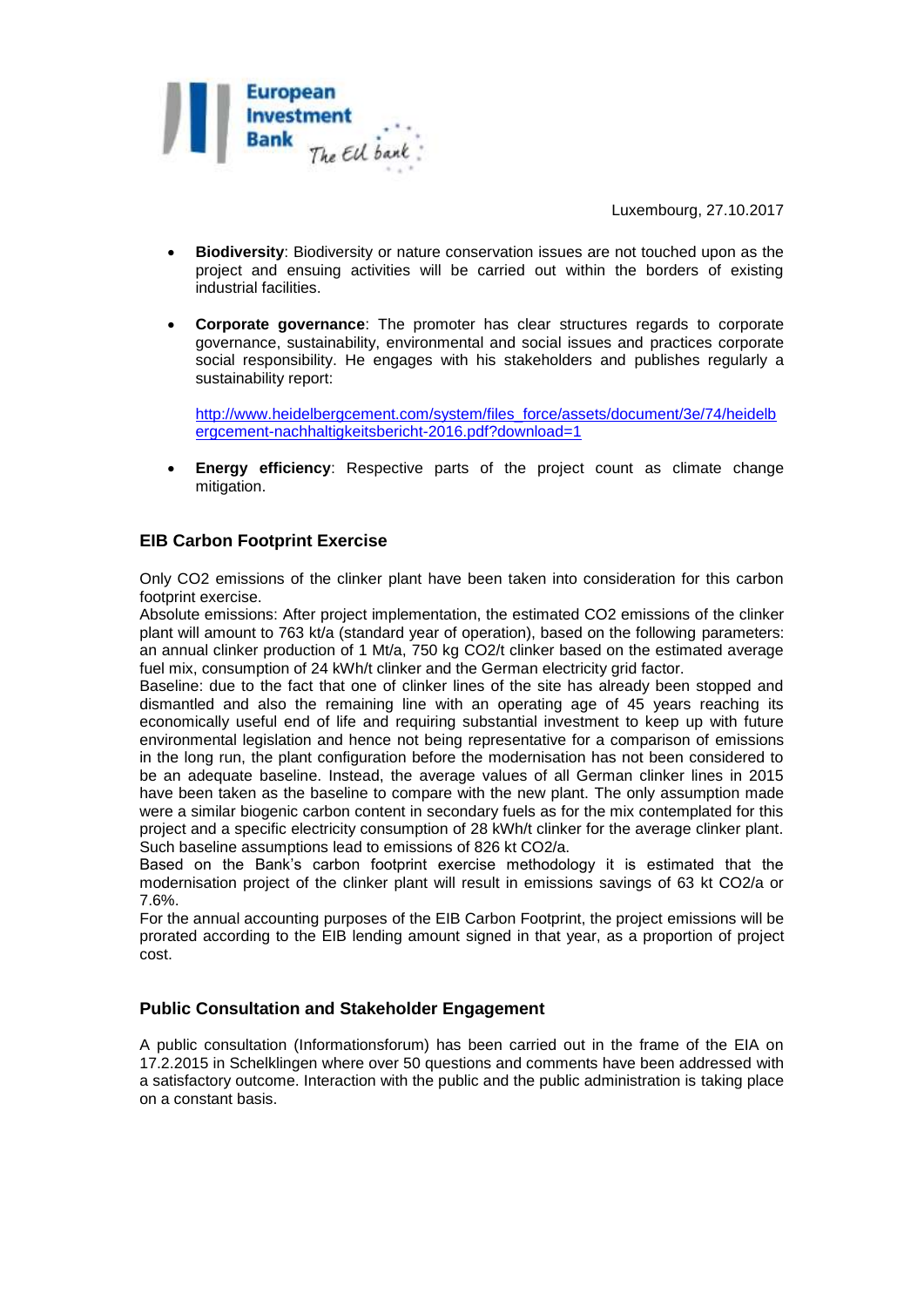Luxembourg, 27.10.2017

- **Biodiversity**: Biodiversity or nature conservation issues are not touched upon as the project and ensuing activities will be carried out within the borders of existing industrial facilities.

- **Corporate governance**: The promoter has clear structures regards to corporate governance, sustainability, environmental and social issues and practices corporate social responsibility. He engages with his stakeholders and publishes regularly a sustainability report:

  http://www.heidelbergcement.com/system/files_force/assets/document/3e/74/heidelbergcement-nachhaltigkeitsbericht-2016.pdf?download=1

- **Energy efficiency**: Respective parts of the project count as climate change mitigation.

## EIB Carbon Footprint Exercise

Only $CO_2$ emissions of the clinker plant have been taken into consideration for this carbon footprint exercise.
Absolute emissions: After project implementation, the estimated $CO_2$ emissions of the clinker plant will amount to 763 kt/a (standard year of operation), based on the following parameters: an annual clinker production of 1 Mt/a, 750 kg $CO_2$/t clinker based on the estimated average fuel mix, consumption of 24 kWh/t clinker and the German electricity grid factor.
Baseline: due to the fact that one of clinker lines of the site has already been stopped and dismantled and also the remaining line with an operating age of 45 years reaching its economically useful end of life and requiring substantial investment to keep up with future environmental legislation and hence not being representative for a comparison of emissions in the long run, the plant configuration before the modernisation has not been considered to be an adequate baseline. Instead, the average values of all German clinker lines in 2015 have been taken as the baseline to compare with the new plant. The only assumption made were a similar biogenic carbon content in secondary fuels as for the mix contemplated for this project and a specific electricity consumption of 28 kWh/t clinker for the average clinker plant. Such baseline assumptions lead to emissions of 826 kt $CO_2$/a.
Based on the Bank's carbon footprint exercise methodology it is estimated that the modernisation project of the clinker plant will result in emissions savings of 63 kt $CO_2$/a or 7.6%.
For the annual accounting purposes of the EIB Carbon Footprint, the project emissions will be prorated according to the EIB lending amount signed in that year, as a proportion of project cost.

## Public Consultation and Stakeholder Engagement

A public consultation (Informationsforum) has been carried out in the frame of the EIA on 17.2.2015 in Schelklingen where over 50 questions and comments have been addressed with a satisfactory outcome. Interaction with the public and the public administration is taking place on a constant basis.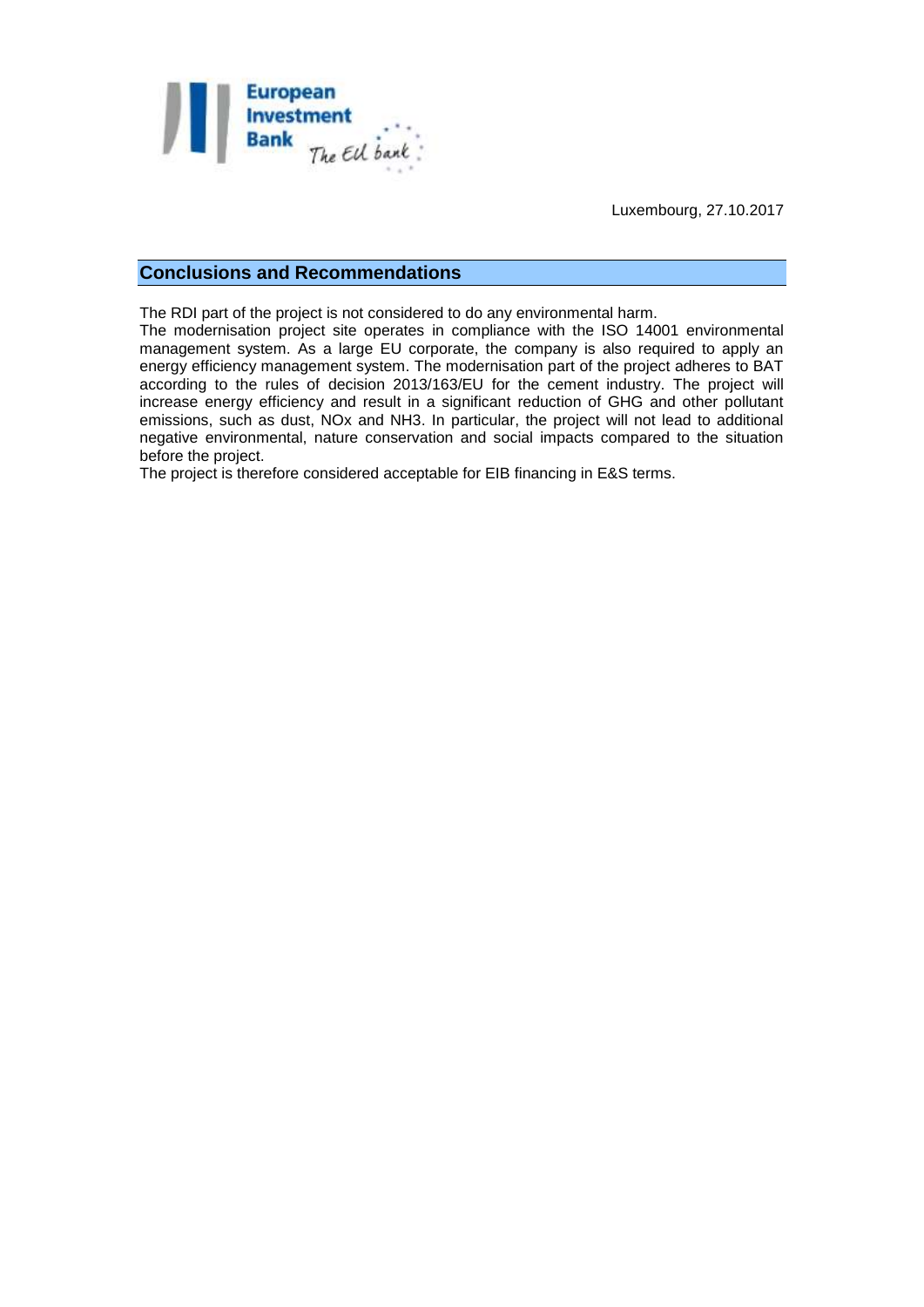Luxembourg, 27.10.2017

## Conclusions and Recommendations

The RDI part of the project is not considered to do any environmental harm.
The modernisation project site operates in compliance with the ISO 14001 environmental management system. As a large EU corporate, the company is also required to apply an energy efficiency management system. The modernisation part of the project adheres to BAT according to the rules of decision 2013/163/EU for the cement industry. The project will increase energy efficiency and result in a significant reduction of GHG and other pollutant emissions, such as dust, $NO_x$ and $NH_3$. In particular, the project will not lead to additional negative environmental, nature conservation and social impacts compared to the situation before the project.
The project is therefore considered acceptable for EIB financing in E&S terms.